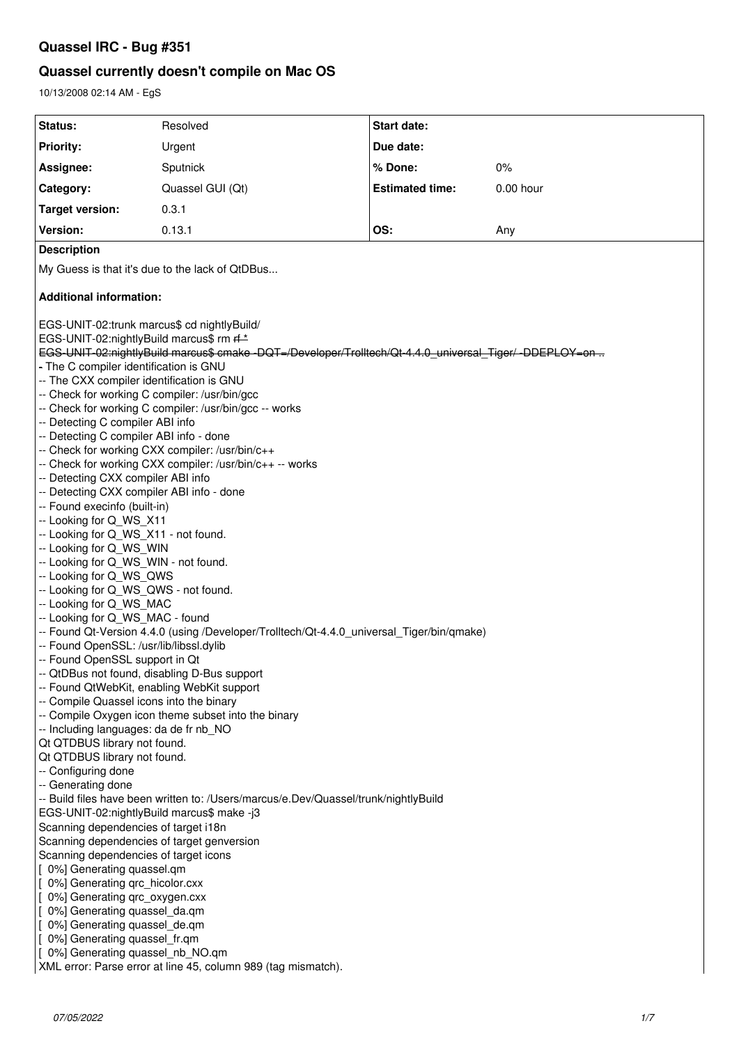# Quassel IRC - Bug #351

## Quassel currently doesn't compile on Mac OS

10/13/2008 02:14 AM - EgS

| Status: | Resolved | Start date: | |
|---|---|---|---|
| Priority: | Urgent | Due date: | |
| Assignee: | Sputnick | % Done: | 0% |
| Category: | Quassel GUI (Qt) | Estimated time: | 0.00 hour |
| Target version: | 0.3.1 | | |
| Version: | 0.13.1 | OS: | Any |

**Description**

My Guess is that it's due to the lack of QtDBus...

**Additional information:**

EGS-UNIT-02:trunk marcus$ cd nightlyBuild/
EGS-UNIT-02:nightlyBuild marcus$ rm ~~rf *~~
~~EGS-UNIT-02:nightlyBuild marcus$ cmake -DQT=/Developer/Trolltech/Qt-4.4.0_universal_Tiger/ -DDEPLOY=on ..~~
~~-~~ The C compiler identification is GNU
-- The CXX compiler identification is GNU
-- Check for working C compiler: /usr/bin/gcc
-- Check for working C compiler: /usr/bin/gcc -- works
-- Detecting C compiler ABI info
-- Detecting C compiler ABI info - done
-- Check for working CXX compiler: /usr/bin/c++
-- Check for working CXX compiler: /usr/bin/c++ -- works
-- Detecting CXX compiler ABI info
-- Detecting CXX compiler ABI info - done
-- Found execinfo (built-in)
-- Looking for Q_WS_X11
-- Looking for Q_WS_X11 - not found.
-- Looking for Q_WS_WIN
-- Looking for Q_WS_WIN - not found.
-- Looking for Q_WS_QWS
-- Looking for Q_WS_QWS - not found.
-- Looking for Q_WS_MAC
-- Looking for Q_WS_MAC - found
-- Found Qt-Version 4.4.0 (using /Developer/Trolltech/Qt-4.4.0_universal_Tiger/bin/qmake)
-- Found OpenSSL: /usr/lib/libssl.dylib
-- Found OpenSSL support in Qt
-- QtDBus not found, disabling D-Bus support
-- Found QtWebKit, enabling WebKit support
-- Compile Quassel icons into the binary
-- Compile Oxygen icon theme subset into the binary
-- Including languages: da de fr nb_NO
Qt QTDBUS library not found.
Qt QTDBUS library not found.
-- Configuring done
-- Generating done
-- Build files have been written to: /Users/marcus/e.Dev/Quassel/trunk/nightlyBuild
EGS-UNIT-02:nightlyBuild marcus$ make -j3
Scanning dependencies of target i18n
Scanning dependencies of target genversion
Scanning dependencies of target icons
[ 0%] Generating quassel.qm
[ 0%] Generating qrc_hicolor.cxx
[ 0%] Generating qrc_oxygen.cxx
[ 0%] Generating quassel_da.qm
[ 0%] Generating quassel_de.qm
[ 0%] Generating quassel_fr.qm
[ 0%] Generating quassel_nb_NO.qm
XML error: Parse error at line 45, column 989 (tag mismatch).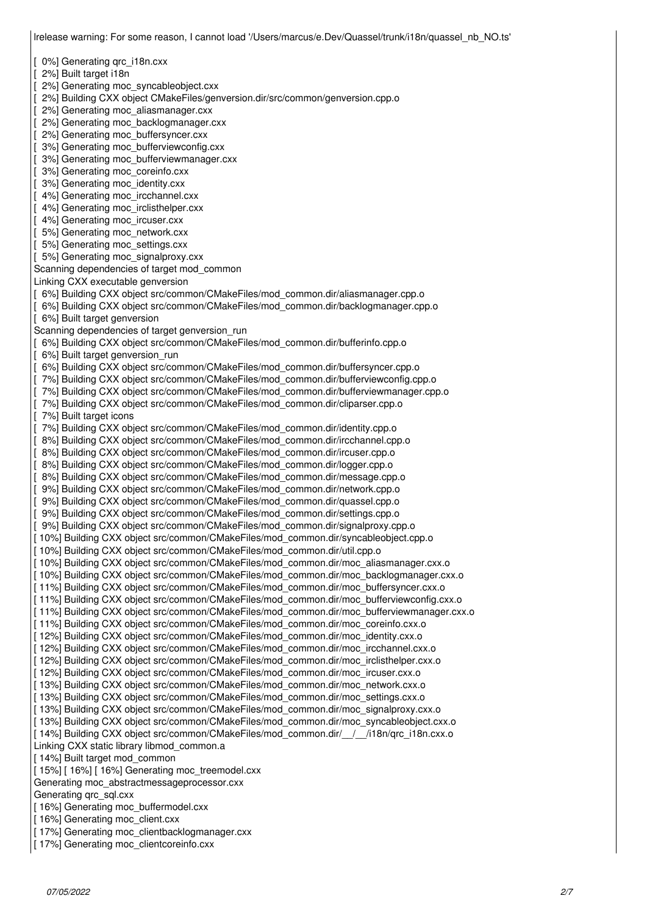```
lrelease warning: For some reason, I cannot load '/Users/marcus/e.Dev/Quassel/trunk/i18n/quassel_nb_NO.ts'

[  0%] Generating qrc_i18n.cxx
[  2%] Built target i18n
[  2%] Generating moc_syncableobject.cxx
[  2%] Building CXX object CMakeFiles/genversion.dir/src/common/genversion.cpp.o
[  2%] Generating moc_aliasmanager.cxx
[  2%] Generating moc_backlogmanager.cxx
[  2%] Generating moc_buffersyncer.cxx
[  3%] Generating moc_bufferviewconfig.cxx
[  3%] Generating moc_bufferviewmanager.cxx
[  3%] Generating moc_coreinfo.cxx
[  3%] Generating moc_identity.cxx
[  4%] Generating moc_ircchannel.cxx
[  4%] Generating moc_irclisthelper.cxx
[  4%] Generating moc_ircuser.cxx
[  5%] Generating moc_network.cxx
[  5%] Generating moc_settings.cxx
[  5%] Generating moc_signalproxy.cxx
Scanning dependencies of target mod_common
Linking CXX executable genversion
[  6%] Building CXX object src/common/CMakeFiles/mod_common.dir/aliasmanager.cpp.o
[  6%] Building CXX object src/common/CMakeFiles/mod_common.dir/backlogmanager.cpp.o
[  6%] Built target genversion
Scanning dependencies of target genversion_run
[  6%] Building CXX object src/common/CMakeFiles/mod_common.dir/bufferinfo.cpp.o
[  6%] Built target genversion_run
[  6%] Building CXX object src/common/CMakeFiles/mod_common.dir/buffersyncer.cpp.o
[  7%] Building CXX object src/common/CMakeFiles/mod_common.dir/bufferviewconfig.cpp.o
[  7%] Building CXX object src/common/CMakeFiles/mod_common.dir/bufferviewmanager.cpp.o
[  7%] Building CXX object src/common/CMakeFiles/mod_common.dir/cliparser.cpp.o
[  7%] Built target icons
[  7%] Building CXX object src/common/CMakeFiles/mod_common.dir/identity.cpp.o
[  8%] Building CXX object src/common/CMakeFiles/mod_common.dir/ircchannel.cpp.o
[  8%] Building CXX object src/common/CMakeFiles/mod_common.dir/ircuser.cpp.o
[  8%] Building CXX object src/common/CMakeFiles/mod_common.dir/logger.cpp.o
[  8%] Building CXX object src/common/CMakeFiles/mod_common.dir/message.cpp.o
[  9%] Building CXX object src/common/CMakeFiles/mod_common.dir/network.cpp.o
[  9%] Building CXX object src/common/CMakeFiles/mod_common.dir/quassel.cpp.o
[  9%] Building CXX object src/common/CMakeFiles/mod_common.dir/settings.cpp.o
[  9%] Building CXX object src/common/CMakeFiles/mod_common.dir/signalproxy.cpp.o
[ 10%] Building CXX object src/common/CMakeFiles/mod_common.dir/syncableobject.cpp.o
[ 10%] Building CXX object src/common/CMakeFiles/mod_common.dir/util.cpp.o
[ 10%] Building CXX object src/common/CMakeFiles/mod_common.dir/moc_aliasmanager.cxx.o
[ 10%] Building CXX object src/common/CMakeFiles/mod_common.dir/moc_backlogmanager.cxx.o
[ 11%] Building CXX object src/common/CMakeFiles/mod_common.dir/moc_buffersyncer.cxx.o
[ 11%] Building CXX object src/common/CMakeFiles/mod_common.dir/moc_bufferviewconfig.cxx.o
[ 11%] Building CXX object src/common/CMakeFiles/mod_common.dir/moc_bufferviewmanager.cxx.o
[ 11%] Building CXX object src/common/CMakeFiles/mod_common.dir/moc_coreinfo.cxx.o
[ 12%] Building CXX object src/common/CMakeFiles/mod_common.dir/moc_identity.cxx.o
[ 12%] Building CXX object src/common/CMakeFiles/mod_common.dir/moc_ircchannel.cxx.o
[ 12%] Building CXX object src/common/CMakeFiles/mod_common.dir/moc_irclisthelper.cxx.o
[ 12%] Building CXX object src/common/CMakeFiles/mod_common.dir/moc_ircuser.cxx.o
[ 13%] Building CXX object src/common/CMakeFiles/mod_common.dir/moc_network.cxx.o
[ 13%] Building CXX object src/common/CMakeFiles/mod_common.dir/moc_settings.cxx.o
[ 13%] Building CXX object src/common/CMakeFiles/mod_common.dir/moc_signalproxy.cxx.o
[ 13%] Building CXX object src/common/CMakeFiles/mod_common.dir/moc_syncableobject.cxx.o
[ 14%] Building CXX object src/common/CMakeFiles/mod_common.dir/__/__/i18n/qrc_i18n.cxx.o
Linking CXX static library libmod_common.a
[ 14%] Built target mod_common
[ 15%] [ 16%] [ 16%] Generating moc_treemodel.cxx
Generating moc_abstractmessageprocessor.cxx
Generating qrc_sql.cxx
[ 16%] Generating moc_buffermodel.cxx
[ 16%] Generating moc_client.cxx
[ 17%] Generating moc_clientbacklogmanager.cxx
[ 17%] Generating moc_clientcoreinfo.cxx
```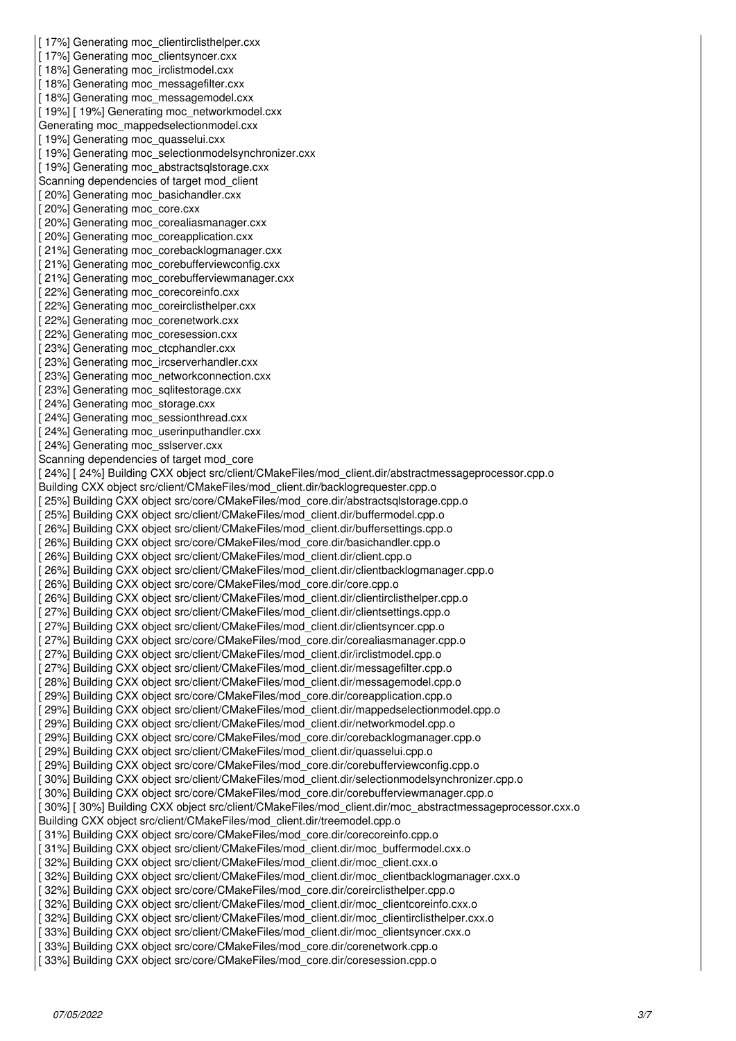```
[ 17%] Generating moc_clientirclisthelper.cxx
[ 17%] Generating moc_clientsyncer.cxx
[ 18%] Generating moc_irclistmodel.cxx
[ 18%] Generating moc_messagefilter.cxx
[ 18%] Generating moc_messagemodel.cxx
[ 19%] [ 19%] Generating moc_networkmodel.cxx
Generating moc_mappedselectionmodel.cxx
[ 19%] Generating moc_quasselui.cxx
[ 19%] Generating moc_selectionmodelsynchronizer.cxx
[ 19%] Generating moc_abstractsqlstorage.cxx
Scanning dependencies of target mod_client
[ 20%] Generating moc_basichandler.cxx
[ 20%] Generating moc_core.cxx
[ 20%] Generating moc_corealiasmanager.cxx
[ 20%] Generating moc_coreapplication.cxx
[ 21%] Generating moc_corebacklogmanager.cxx
[ 21%] Generating moc_corebufferviewconfig.cxx
[ 21%] Generating moc_corebufferviewmanager.cxx
[ 22%] Generating moc_corecoreinfo.cxx
[ 22%] Generating moc_coreirclisthelper.cxx
[ 22%] Generating moc_corenetwork.cxx
[ 22%] Generating moc_coresession.cxx
[ 23%] Generating moc_ctcphandler.cxx
[ 23%] Generating moc_ircserverhandler.cxx
[ 23%] Generating moc_networkconnection.cxx
[ 23%] Generating moc_sqlitestorage.cxx
[ 24%] Generating moc_storage.cxx
[ 24%] Generating moc_sessionthread.cxx
[ 24%] Generating moc_userinputhandler.cxx
[ 24%] Generating moc_sslserver.cxx
Scanning dependencies of target mod_core
[ 24%] [ 24%] Building CXX object src/client/CMakeFiles/mod_client.dir/abstractmessageprocessor.cpp.o
Building CXX object src/client/CMakeFiles/mod_client.dir/backlogrequester.cpp.o
[ 25%] Building CXX object src/core/CMakeFiles/mod_core.dir/abstractsqlstorage.cpp.o
[ 25%] Building CXX object src/client/CMakeFiles/mod_client.dir/buffermodel.cpp.o
[ 26%] Building CXX object src/client/CMakeFiles/mod_client.dir/buffersettings.cpp.o
[ 26%] Building CXX object src/core/CMakeFiles/mod_core.dir/basichandler.cpp.o
[ 26%] Building CXX object src/client/CMakeFiles/mod_client.dir/client.cpp.o
[ 26%] Building CXX object src/client/CMakeFiles/mod_client.dir/clientbacklogmanager.cpp.o
[ 26%] Building CXX object src/core/CMakeFiles/mod_core.dir/core.cpp.o
[ 26%] Building CXX object src/client/CMakeFiles/mod_client.dir/clientirclisthelper.cpp.o
[ 27%] Building CXX object src/client/CMakeFiles/mod_client.dir/clientsettings.cpp.o
[ 27%] Building CXX object src/client/CMakeFiles/mod_client.dir/clientsyncer.cpp.o
[ 27%] Building CXX object src/core/CMakeFiles/mod_core.dir/corealiasmanager.cpp.o
[ 27%] Building CXX object src/client/CMakeFiles/mod_client.dir/irclistmodel.cpp.o
[ 27%] Building CXX object src/client/CMakeFiles/mod_client.dir/messagefilter.cpp.o
[ 28%] Building CXX object src/client/CMakeFiles/mod_client.dir/messagemodel.cpp.o
[ 29%] Building CXX object src/core/CMakeFiles/mod_core.dir/coreapplication.cpp.o
[ 29%] Building CXX object src/client/CMakeFiles/mod_client.dir/mappedselectionmodel.cpp.o
[ 29%] Building CXX object src/client/CMakeFiles/mod_client.dir/networkmodel.cpp.o
[ 29%] Building CXX object src/core/CMakeFiles/mod_core.dir/corebacklogmanager.cpp.o
[ 29%] Building CXX object src/client/CMakeFiles/mod_client.dir/quasselui.cpp.o
[ 29%] Building CXX object src/core/CMakeFiles/mod_core.dir/corebufferviewconfig.cpp.o
[ 30%] Building CXX object src/client/CMakeFiles/mod_client.dir/selectionmodelsynchronizer.cpp.o
[ 30%] Building CXX object src/core/CMakeFiles/mod_core.dir/corebufferviewmanager.cpp.o
[ 30%] [ 30%] Building CXX object src/client/CMakeFiles/mod_client.dir/moc_abstractmessageprocessor.cxx.o
Building CXX object src/client/CMakeFiles/mod_client.dir/treemodel.cpp.o
[ 31%] Building CXX object src/core/CMakeFiles/mod_core.dir/corecoreinfo.cpp.o
[ 31%] Building CXX object src/client/CMakeFiles/mod_client.dir/moc_buffermodel.cxx.o
[ 32%] Building CXX object src/client/CMakeFiles/mod_client.dir/moc_client.cxx.o
[ 32%] Building CXX object src/client/CMakeFiles/mod_client.dir/moc_clientbacklogmanager.cxx.o
[ 32%] Building CXX object src/core/CMakeFiles/mod_core.dir/coreirclisthelper.cpp.o
[ 32%] Building CXX object src/client/CMakeFiles/mod_client.dir/moc_clientcoreinfo.cxx.o
[ 32%] Building CXX object src/client/CMakeFiles/mod_client.dir/moc_clientirclisthelper.cxx.o
[ 33%] Building CXX object src/client/CMakeFiles/mod_client.dir/moc_clientsyncer.cxx.o
[ 33%] Building CXX object src/core/CMakeFiles/mod_core.dir/corenetwork.cpp.o
[ 33%] Building CXX object src/core/CMakeFiles/mod_core.dir/coresession.cpp.o
```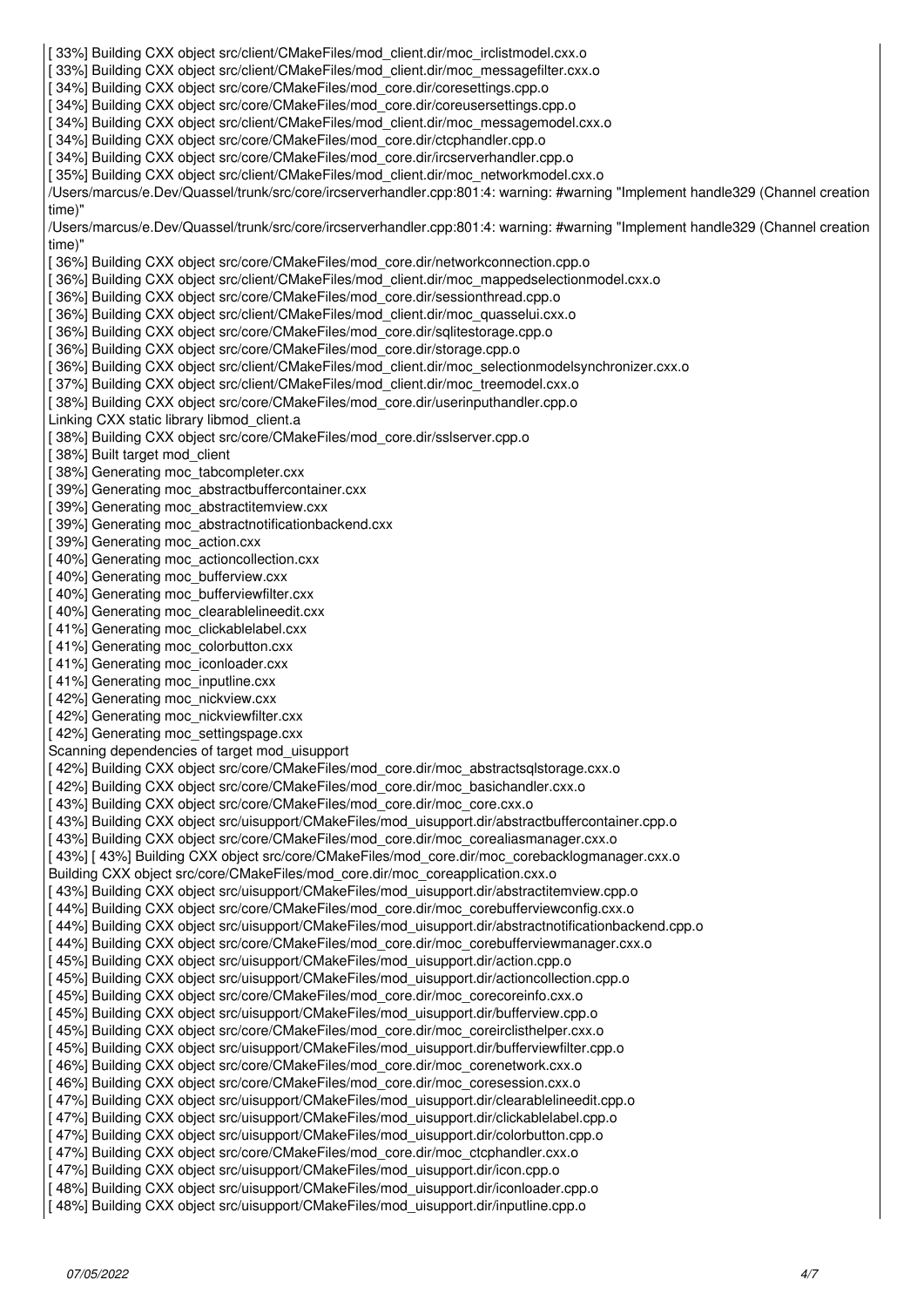```
[ 33%] Building CXX object src/client/CMakeFiles/mod_client.dir/moc_irclistmodel.cxx.o
[ 33%] Building CXX object src/client/CMakeFiles/mod_client.dir/moc_messagefilter.cxx.o
[ 34%] Building CXX object src/core/CMakeFiles/mod_core.dir/coresettings.cpp.o
[ 34%] Building CXX object src/core/CMakeFiles/mod_core.dir/coreusersettings.cpp.o
[ 34%] Building CXX object src/client/CMakeFiles/mod_client.dir/moc_messagemodel.cxx.o
[ 34%] Building CXX object src/core/CMakeFiles/mod_core.dir/ctcphandler.cpp.o
[ 34%] Building CXX object src/core/CMakeFiles/mod_core.dir/ircserverhandler.cpp.o
[ 35%] Building CXX object src/client/CMakeFiles/mod_client.dir/moc_networkmodel.cxx.o
/Users/marcus/e.Dev/Quassel/trunk/src/core/ircserverhandler.cpp:801:4: warning: #warning "Implement handle329 (Channel creation time)"
/Users/marcus/e.Dev/Quassel/trunk/src/core/ircserverhandler.cpp:801:4: warning: #warning "Implement handle329 (Channel creation time)"
[ 36%] Building CXX object src/core/CMakeFiles/mod_core.dir/networkconnection.cpp.o
[ 36%] Building CXX object src/client/CMakeFiles/mod_client.dir/moc_mappedselectionmodel.cxx.o
[ 36%] Building CXX object src/core/CMakeFiles/mod_core.dir/sessionthread.cpp.o
[ 36%] Building CXX object src/client/CMakeFiles/mod_client.dir/moc_quasselui.cxx.o
[ 36%] Building CXX object src/core/CMakeFiles/mod_core.dir/sqlitestorage.cpp.o
[ 36%] Building CXX object src/core/CMakeFiles/mod_core.dir/storage.cpp.o
[ 36%] Building CXX object src/client/CMakeFiles/mod_client.dir/moc_selectionmodelsynchronizer.cxx.o
[ 37%] Building CXX object src/client/CMakeFiles/mod_client.dir/moc_treemodel.cxx.o
[ 38%] Building CXX object src/core/CMakeFiles/mod_core.dir/userinputhandler.cpp.o
Linking CXX static library libmod_client.a
[ 38%] Building CXX object src/core/CMakeFiles/mod_core.dir/sslserver.cpp.o
[ 38%] Built target mod_client
[ 38%] Generating moc_tabcompleter.cxx
[ 39%] Generating moc_abstractbuffercontainer.cxx
[ 39%] Generating moc_abstractitemview.cxx
[ 39%] Generating moc_abstractnotificationbackend.cxx
[ 39%] Generating moc_action.cxx
[ 40%] Generating moc_actioncollection.cxx
[ 40%] Generating moc_bufferview.cxx
[ 40%] Generating moc_bufferviewfilter.cxx
[ 40%] Generating moc_clearablelineedit.cxx
[ 41%] Generating moc_clickablelabel.cxx
[ 41%] Generating moc_colorbutton.cxx
[ 41%] Generating moc_iconloader.cxx
[ 41%] Generating moc_inputline.cxx
[ 42%] Generating moc_nickview.cxx
[ 42%] Generating moc_nickviewfilter.cxx
[ 42%] Generating moc_settingspage.cxx
Scanning dependencies of target mod_uisupport
[ 42%] Building CXX object src/core/CMakeFiles/mod_core.dir/moc_abstractsqlstorage.cxx.o
[ 42%] Building CXX object src/core/CMakeFiles/mod_core.dir/moc_basichandler.cxx.o
[ 43%] Building CXX object src/core/CMakeFiles/mod_core.dir/moc_core.cxx.o
[ 43%] Building CXX object src/uisupport/CMakeFiles/mod_uisupport.dir/abstractbuffercontainer.cpp.o
[ 43%] Building CXX object src/core/CMakeFiles/mod_core.dir/moc_corealiasmanager.cxx.o
[ 43%] [ 43%] Building CXX object src/core/CMakeFiles/mod_core.dir/moc_corebacklogmanager.cxx.o
Building CXX object src/core/CMakeFiles/mod_core.dir/moc_coreapplication.cxx.o
[ 43%] Building CXX object src/uisupport/CMakeFiles/mod_uisupport.dir/abstractitemview.cpp.o
[ 44%] Building CXX object src/core/CMakeFiles/mod_core.dir/moc_corebufferviewconfig.cxx.o
[ 44%] Building CXX object src/uisupport/CMakeFiles/mod_uisupport.dir/abstractnotificationbackend.cpp.o
[ 44%] Building CXX object src/core/CMakeFiles/mod_core.dir/moc_corebufferviewmanager.cxx.o
[ 45%] Building CXX object src/uisupport/CMakeFiles/mod_uisupport.dir/action.cpp.o
[ 45%] Building CXX object src/uisupport/CMakeFiles/mod_uisupport.dir/actioncollection.cpp.o
[ 45%] Building CXX object src/core/CMakeFiles/mod_core.dir/moc_corecoreinfo.cxx.o
[ 45%] Building CXX object src/uisupport/CMakeFiles/mod_uisupport.dir/bufferview.cpp.o
[ 45%] Building CXX object src/core/CMakeFiles/mod_core.dir/moc_coreirclisthelper.cxx.o
[ 45%] Building CXX object src/uisupport/CMakeFiles/mod_uisupport.dir/bufferviewfilter.cpp.o
[ 46%] Building CXX object src/core/CMakeFiles/mod_core.dir/moc_corenetwork.cxx.o
[ 46%] Building CXX object src/core/CMakeFiles/mod_core.dir/moc_coresession.cxx.o
[ 47%] Building CXX object src/uisupport/CMakeFiles/mod_uisupport.dir/clearablelineedit.cpp.o
[ 47%] Building CXX object src/uisupport/CMakeFiles/mod_uisupport.dir/clickablelabel.cpp.o
[ 47%] Building CXX object src/uisupport/CMakeFiles/mod_uisupport.dir/colorbutton.cpp.o
[ 47%] Building CXX object src/core/CMakeFiles/mod_core.dir/moc_ctcphandler.cxx.o
[ 47%] Building CXX object src/uisupport/CMakeFiles/mod_uisupport.dir/icon.cpp.o
[ 48%] Building CXX object src/uisupport/CMakeFiles/mod_uisupport.dir/iconloader.cpp.o
[ 48%] Building CXX object src/uisupport/CMakeFiles/mod_uisupport.dir/inputline.cpp.o
```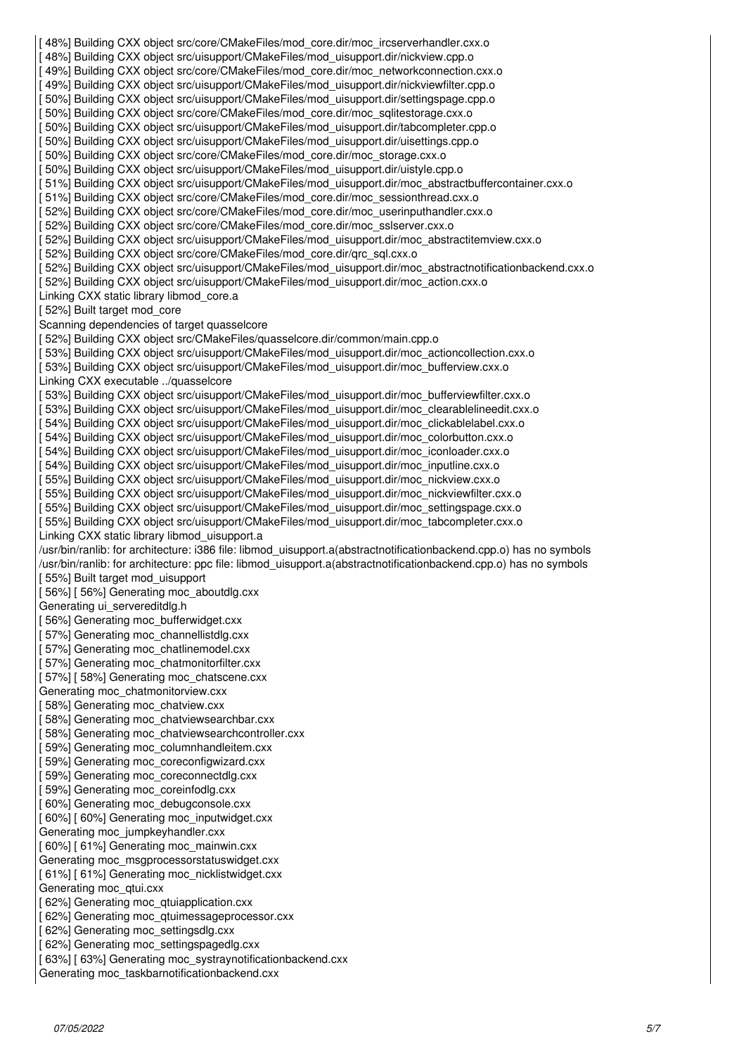```
[ 48%] Building CXX object src/core/CMakeFiles/mod_core.dir/moc_ircserverhandler.cxx.o
[ 48%] Building CXX object src/uisupport/CMakeFiles/mod_uisupport.dir/nickview.cpp.o
[ 49%] Building CXX object src/core/CMakeFiles/mod_core.dir/moc_networkconnection.cxx.o
[ 49%] Building CXX object src/uisupport/CMakeFiles/mod_uisupport.dir/nickviewfilter.cpp.o
[ 50%] Building CXX object src/uisupport/CMakeFiles/mod_uisupport.dir/settingspage.cpp.o
[ 50%] Building CXX object src/core/CMakeFiles/mod_core.dir/moc_sqlitestorage.cxx.o
[ 50%] Building CXX object src/uisupport/CMakeFiles/mod_uisupport.dir/tabcompleter.cpp.o
[ 50%] Building CXX object src/uisupport/CMakeFiles/mod_uisupport.dir/uisettings.cpp.o
[ 50%] Building CXX object src/core/CMakeFiles/mod_core.dir/moc_storage.cxx.o
[ 50%] Building CXX object src/uisupport/CMakeFiles/mod_uisupport.dir/uistyle.cpp.o
[ 51%] Building CXX object src/uisupport/CMakeFiles/mod_uisupport.dir/moc_abstractbuffercontainer.cxx.o
[ 51%] Building CXX object src/core/CMakeFiles/mod_core.dir/moc_sessionthread.cxx.o
[ 52%] Building CXX object src/core/CMakeFiles/mod_core.dir/moc_userinputhandler.cxx.o
[ 52%] Building CXX object src/core/CMakeFiles/mod_core.dir/moc_sslserver.cxx.o
[ 52%] Building CXX object src/uisupport/CMakeFiles/mod_uisupport.dir/moc_abstractitemview.cxx.o
[ 52%] Building CXX object src/core/CMakeFiles/mod_core.dir/qrc_sql.cxx.o
[ 52%] Building CXX object src/uisupport/CMakeFiles/mod_uisupport.dir/moc_abstractnotificationbackend.cxx.o
[ 52%] Building CXX object src/uisupport/CMakeFiles/mod_uisupport.dir/moc_action.cxx.o
Linking CXX static library libmod_core.a
[ 52%] Built target mod_core
Scanning dependencies of target quasselcore
[ 52%] Building CXX object src/CMakeFiles/quasselcore.dir/common/main.cpp.o
[ 53%] Building CXX object src/uisupport/CMakeFiles/mod_uisupport.dir/moc_actioncollection.cxx.o
[ 53%] Building CXX object src/uisupport/CMakeFiles/mod_uisupport.dir/moc_bufferview.cxx.o
Linking CXX executable ../quasselcore
[ 53%] Building CXX object src/uisupport/CMakeFiles/mod_uisupport.dir/moc_bufferviewfilter.cxx.o
[ 53%] Building CXX object src/uisupport/CMakeFiles/mod_uisupport.dir/moc_clearablelineedit.cxx.o
[ 54%] Building CXX object src/uisupport/CMakeFiles/mod_uisupport.dir/moc_clickablelabel.cxx.o
[ 54%] Building CXX object src/uisupport/CMakeFiles/mod_uisupport.dir/moc_colorbutton.cxx.o
[ 54%] Building CXX object src/uisupport/CMakeFiles/mod_uisupport.dir/moc_iconloader.cxx.o
[ 54%] Building CXX object src/uisupport/CMakeFiles/mod_uisupport.dir/moc_inputline.cxx.o
[ 55%] Building CXX object src/uisupport/CMakeFiles/mod_uisupport.dir/moc_nickview.cxx.o
[ 55%] Building CXX object src/uisupport/CMakeFiles/mod_uisupport.dir/moc_nickviewfilter.cxx.o
[ 55%] Building CXX object src/uisupport/CMakeFiles/mod_uisupport.dir/moc_settingspage.cxx.o
[ 55%] Building CXX object src/uisupport/CMakeFiles/mod_uisupport.dir/moc_tabcompleter.cxx.o
Linking CXX static library libmod_uisupport.a
/usr/bin/ranlib: for architecture: i386 file: libmod_uisupport.a(abstractnotificationbackend.cpp.o) has no symbols
/usr/bin/ranlib: for architecture: ppc file: libmod_uisupport.a(abstractnotificationbackend.cpp.o) has no symbols
[ 55%] Built target mod_uisupport
[ 56%] [ 56%] Generating moc_aboutdlg.cxx
Generating ui_servereditdlg.h
[ 56%] Generating moc_bufferwidget.cxx
[ 57%] Generating moc_channellistdlg.cxx
[ 57%] Generating moc_chatlinemodel.cxx
[ 57%] Generating moc_chatmonitorfilter.cxx
[ 57%] [ 58%] Generating moc_chatscene.cxx
Generating moc_chatmonitorview.cxx
[ 58%] Generating moc_chatview.cxx
[ 58%] Generating moc_chatviewsearchbar.cxx
[ 58%] Generating moc_chatviewsearchcontroller.cxx
[ 59%] Generating moc_columnhandleitem.cxx
[ 59%] Generating moc_coreconfigwizard.cxx
[ 59%] Generating moc_coreconnectdlg.cxx
[ 59%] Generating moc_coreinfodlg.cxx
[ 60%] Generating moc_debugconsole.cxx
[ 60%] [ 60%] Generating moc_inputwidget.cxx
Generating moc_jumpkeyhandler.cxx
[ 60%] [ 61%] Generating moc_mainwin.cxx
Generating moc_msgprocessorstatuswidget.cxx
[ 61%] [ 61%] Generating moc_nicklistwidget.cxx
Generating moc_qtui.cxx
[ 62%] Generating moc_qtuiapplication.cxx
[ 62%] Generating moc_qtuimessageprocessor.cxx
[ 62%] Generating moc_settingsdlg.cxx
[ 62%] Generating moc_settingspagedlg.cxx
[ 63%] [ 63%] Generating moc_systraynotificationbackend.cxx
Generating moc_taskbarnotificationbackend.cxx
```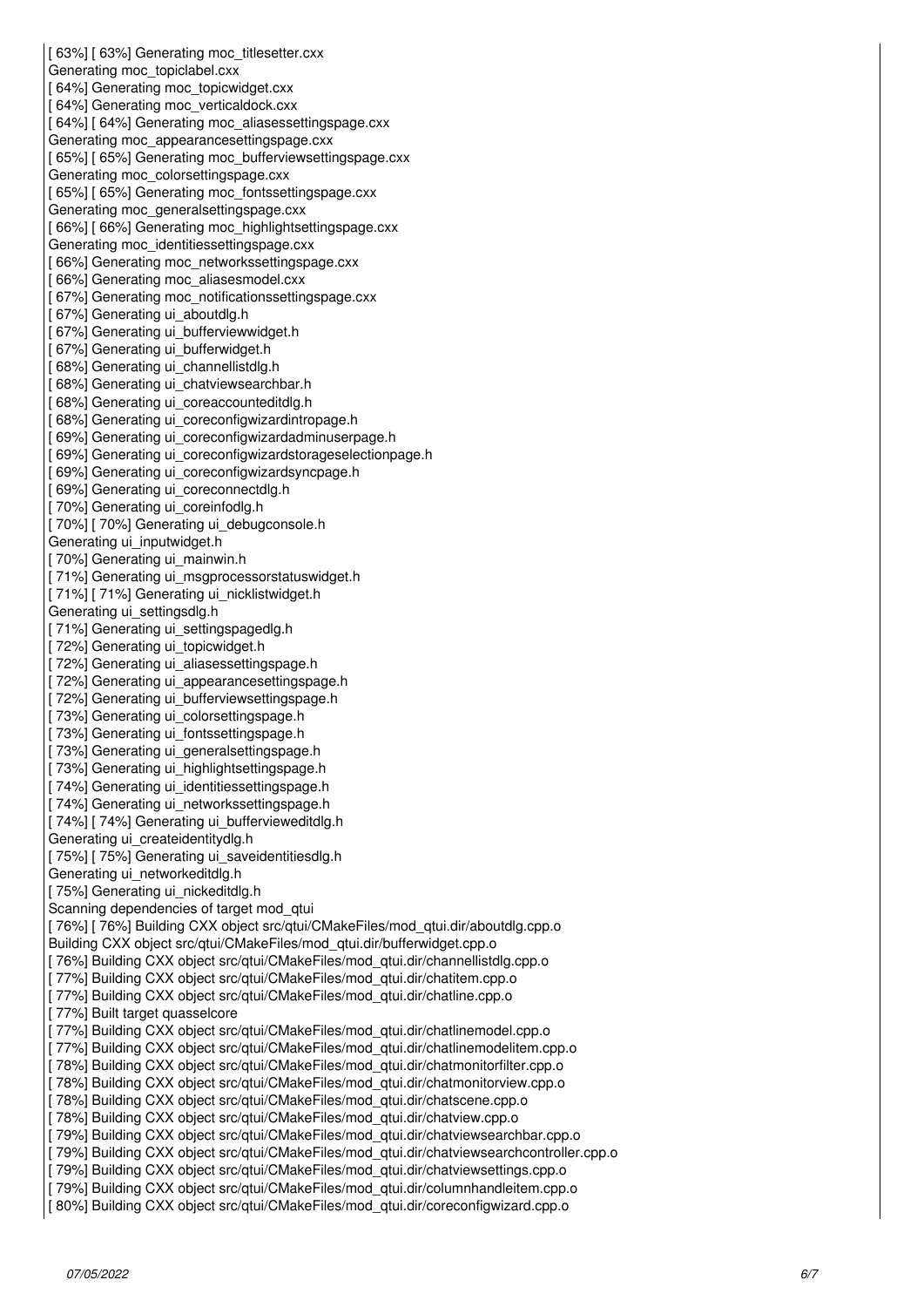```
[ 63%] [ 63%] Generating moc_titlesetter.cxx
Generating moc_topiclabel.cxx
[ 64%] Generating moc_topicwidget.cxx
[ 64%] Generating moc_verticaldock.cxx
[ 64%] [ 64%] Generating moc_aliasessettingspage.cxx
Generating moc_appearancesettingspage.cxx
[ 65%] [ 65%] Generating moc_bufferviewsettingspage.cxx
Generating moc_colorsettingspage.cxx
[ 65%] [ 65%] Generating moc_fontssettingspage.cxx
Generating moc_generalsettingspage.cxx
[ 66%] [ 66%] Generating moc_highlightsettingspage.cxx
Generating moc_identitiessettingspage.cxx
[ 66%] Generating moc_networkssettingspage.cxx
[ 66%] Generating moc_aliasesmodel.cxx
[ 67%] Generating moc_notificationssettingspage.cxx
[ 67%] Generating ui_aboutdlg.h
[ 67%] Generating ui_bufferviewwidget.h
[ 67%] Generating ui_bufferwidget.h
[ 68%] Generating ui_channellistdlg.h
[ 68%] Generating ui_chatviewsearchbar.h
[ 68%] Generating ui_coreaccounteditdlg.h
[ 68%] Generating ui_coreconfigwizardintropage.h
[ 69%] Generating ui_coreconfigwizardadminuserpage.h
[ 69%] Generating ui_coreconfigwizardstorageselectionpage.h
[ 69%] Generating ui_coreconfigwizardsyncpage.h
[ 69%] Generating ui_coreconnectdlg.h
[ 70%] Generating ui_coreinfodlg.h
[ 70%] [ 70%] Generating ui_debugconsole.h
Generating ui_inputwidget.h
[ 70%] Generating ui_mainwin.h
[ 71%] Generating ui_msgprocessorstatuswidget.h
[ 71%] [ 71%] Generating ui_nicklistwidget.h
Generating ui_settingsdlg.h
[ 71%] Generating ui_settingspagedlg.h
[ 72%] Generating ui_topicwidget.h
[ 72%] Generating ui_aliasessettingspage.h
[ 72%] Generating ui_appearancesettingspage.h
[ 72%] Generating ui_bufferviewsettingspage.h
[ 73%] Generating ui_colorsettingspage.h
[ 73%] Generating ui_fontssettingspage.h
[ 73%] Generating ui_generalsettingspage.h
[ 73%] Generating ui_highlightsettingspage.h
[ 74%] Generating ui_identitiessettingspage.h
[ 74%] Generating ui_networkssettingspage.h
[ 74%] [ 74%] Generating ui_bufferviewedittdlg.h
Generating ui_createidentitydlg.h
[ 75%] [ 75%] Generating ui_saveidentitiesdlg.h
Generating ui_networkeditdlg.h
[ 75%] Generating ui_nickeditdlg.h
Scanning dependencies of target mod_qtui
[ 76%] [ 76%] Building CXX object src/qtui/CMakeFiles/mod_qtui.dir/aboutdlg.cpp.o
Building CXX object src/qtui/CMakeFiles/mod_qtui.dir/bufferwidget.cpp.o
[ 76%] Building CXX object src/qtui/CMakeFiles/mod_qtui.dir/channellistdlg.cpp.o
[ 77%] Building CXX object src/qtui/CMakeFiles/mod_qtui.dir/chatitem.cpp.o
[ 77%] Building CXX object src/qtui/CMakeFiles/mod_qtui.dir/chatline.cpp.o
[ 77%] Built target quasselcore
[ 77%] Building CXX object src/qtui/CMakeFiles/mod_qtui.dir/chatlinemodel.cpp.o
[ 77%] Building CXX object src/qtui/CMakeFiles/mod_qtui.dir/chatlinemodelitem.cpp.o
[ 78%] Building CXX object src/qtui/CMakeFiles/mod_qtui.dir/chatmonitorfilter.cpp.o
[ 78%] Building CXX object src/qtui/CMakeFiles/mod_qtui.dir/chatmonitorview.cpp.o
[ 78%] Building CXX object src/qtui/CMakeFiles/mod_qtui.dir/chatscene.cpp.o
[ 78%] Building CXX object src/qtui/CMakeFiles/mod_qtui.dir/chatview.cpp.o
[ 79%] Building CXX object src/qtui/CMakeFiles/mod_qtui.dir/chatviewsearchbar.cpp.o
[ 79%] Building CXX object src/qtui/CMakeFiles/mod_qtui.dir/chatviewsearchcontroller.cpp.o
[ 79%] Building CXX object src/qtui/CMakeFiles/mod_qtui.dir/chatviewsettings.cpp.o
[ 79%] Building CXX object src/qtui/CMakeFiles/mod_qtui.dir/columnhandleitem.cpp.o
[ 80%] Building CXX object src/qtui/CMakeFiles/mod_qtui.dir/coreconfigwizard.cpp.o
```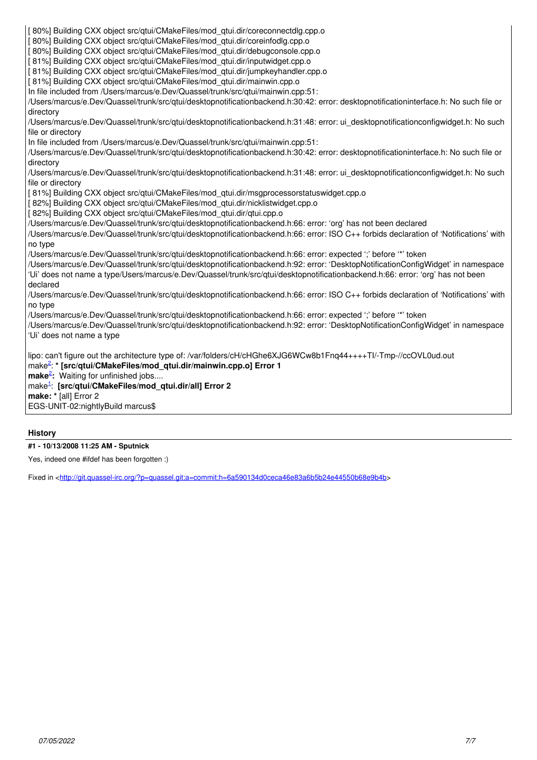```
[ 80%] Building CXX object src/qtui/CMakeFiles/mod_qtui.dir/coreconnectdlg.cpp.o
[ 80%] Building CXX object src/qtui/CMakeFiles/mod_qtui.dir/coreinfodlg.cpp.o
[ 80%] Building CXX object src/qtui/CMakeFiles/mod_qtui.dir/debugconsole.cpp.o
[ 81%] Building CXX object src/qtui/CMakeFiles/mod_qtui.dir/inputwidget.cpp.o
[ 81%] Building CXX object src/qtui/CMakeFiles/mod_qtui.dir/jumpkeyhandler.cpp.o
[ 81%] Building CXX object src/qtui/CMakeFiles/mod_qtui.dir/mainwin.cpp.o
In file included from /Users/marcus/e.Dev/Quassel/trunk/src/qtui/mainwin.cpp:51:
/Users/marcus/e.Dev/Quassel/trunk/src/qtui/desktopnotificationbackend.h:30:42: error: desktopnotificationinterface.h: No such file or directory
/Users/marcus/e.Dev/Quassel/trunk/src/qtui/desktopnotificationbackend.h:31:48: error: ui_desktopnotificationconfigwidget.h: No such file or directory
In file included from /Users/marcus/e.Dev/Quassel/trunk/src/qtui/mainwin.cpp:51:
/Users/marcus/e.Dev/Quassel/trunk/src/qtui/desktopnotificationbackend.h:30:42: error: desktopnotificationinterface.h: No such file or directory
/Users/marcus/e.Dev/Quassel/trunk/src/qtui/desktopnotificationbackend.h:31:48: error: ui_desktopnotificationconfigwidget.h: No such file or directory
[ 81%] Building CXX object src/qtui/CMakeFiles/mod_qtui.dir/msgprocessorstatuswidget.cpp.o
[ 82%] Building CXX object src/qtui/CMakeFiles/mod_qtui.dir/nicklistwidget.cpp.o
[ 82%] Building CXX object src/qtui/CMakeFiles/mod_qtui.dir/qtui.cpp.o
/Users/marcus/e.Dev/Quassel/trunk/src/qtui/desktopnotificationbackend.h:66: error: 'org' has not been declared
/Users/marcus/e.Dev/Quassel/trunk/src/qtui/desktopnotificationbackend.h:66: error: ISO C++ forbids declaration of 'Notifications' with no type
/Users/marcus/e.Dev/Quassel/trunk/src/qtui/desktopnotificationbackend.h:66: error: expected ';' before '*' token
/Users/marcus/e.Dev/Quassel/trunk/src/qtui/desktopnotificationbackend.h:92: error: 'DesktopNotificationConfigWidget' in namespace 'Ui' does not name a type/Users/marcus/e.Dev/Quassel/trunk/src/qtui/desktopnotificationbackend.h:66: error: 'org' has not been declared
/Users/marcus/e.Dev/Quassel/trunk/src/qtui/desktopnotificationbackend.h:66: error: ISO C++ forbids declaration of 'Notifications' with no type
/Users/marcus/e.Dev/Quassel/trunk/src/qtui/desktopnotificationbackend.h:66: error: expected ';' before '*' token
/Users/marcus/e.Dev/Quassel/trunk/src/qtui/desktopnotificationbackend.h:92: error: 'DesktopNotificationConfigWidget' in namespace 'Ui' does not name a type

lipo: can't figure out the architecture type of: /var/folders/cH/cHGhe6XJG6WCw8b1Fnq44++++TI/-Tmp-//ccOVL0ud.out
make[2]: * [src/qtui/CMakeFiles/mod_qtui.dir/mainwin.cpp.o] Error 1
make[2]: Waiting for unfinished jobs....
make[1]: [src/qtui/CMakeFiles/mod_qtui.dir/all] Error 2
make: * [all] Error 2
EGS-UNIT-02:nightlyBuild marcus$
```

## History

#### #1 - 10/13/2008 11:25 AM - Sputnick

Yes, indeed one #ifdef has been forgotten :)

Fixed in <http://git.quassel-irc.org/?p=quassel.git;a=commit;h=6a590134d0ceca46e83a6b5b24e44550b68e9b4b>